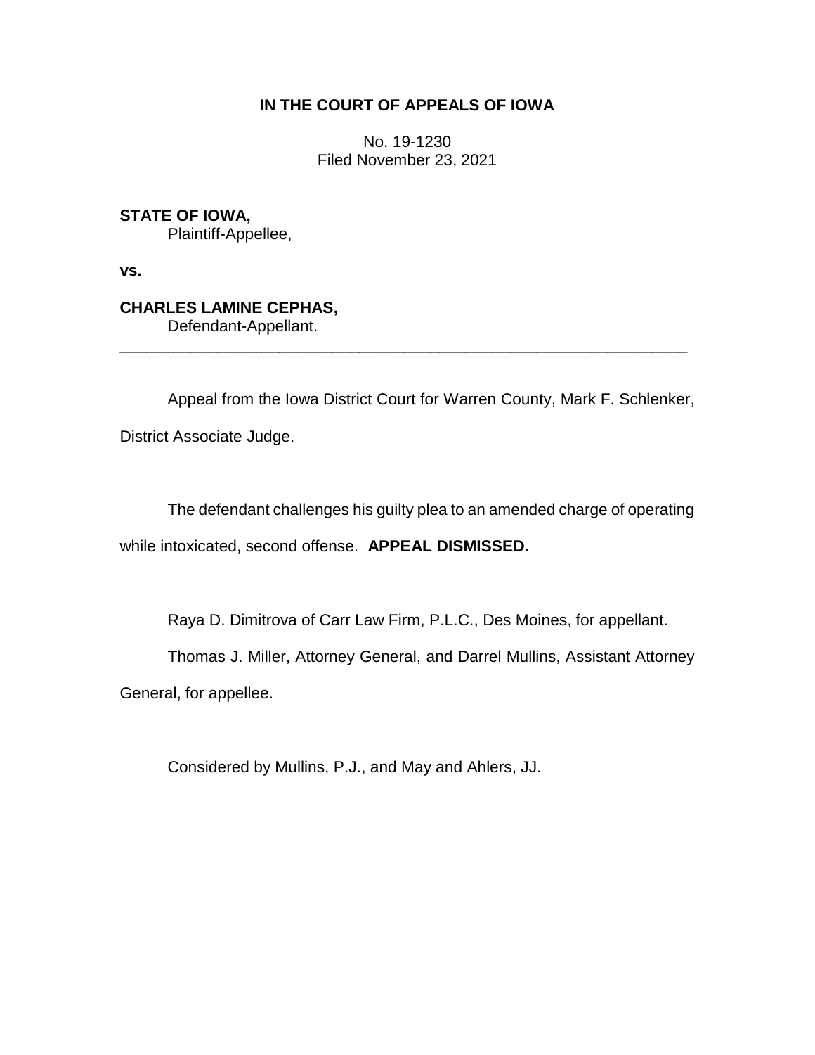**IN THE COURT OF APPEALS OF IOWA**

No. 19-1230
Filed November 23, 2021

**STATE OF IOWA,**
Plaintiff-Appellee,

**vs.**

**CHARLES LAMINE CEPHAS,**
Defendant-Appellant.

---

Appeal from the Iowa District Court for Warren County, Mark F. Schlenker, District Associate Judge.

The defendant challenges his guilty plea to an amended charge of operating while intoxicated, second offense. **APPEAL DISMISSED.**

Raya D. Dimitrova of Carr Law Firm, P.L.C., Des Moines, for appellant.

Thomas J. Miller, Attorney General, and Darrel Mullins, Assistant Attorney General, for appellee.

Considered by Mullins, P.J., and May and Ahlers, JJ.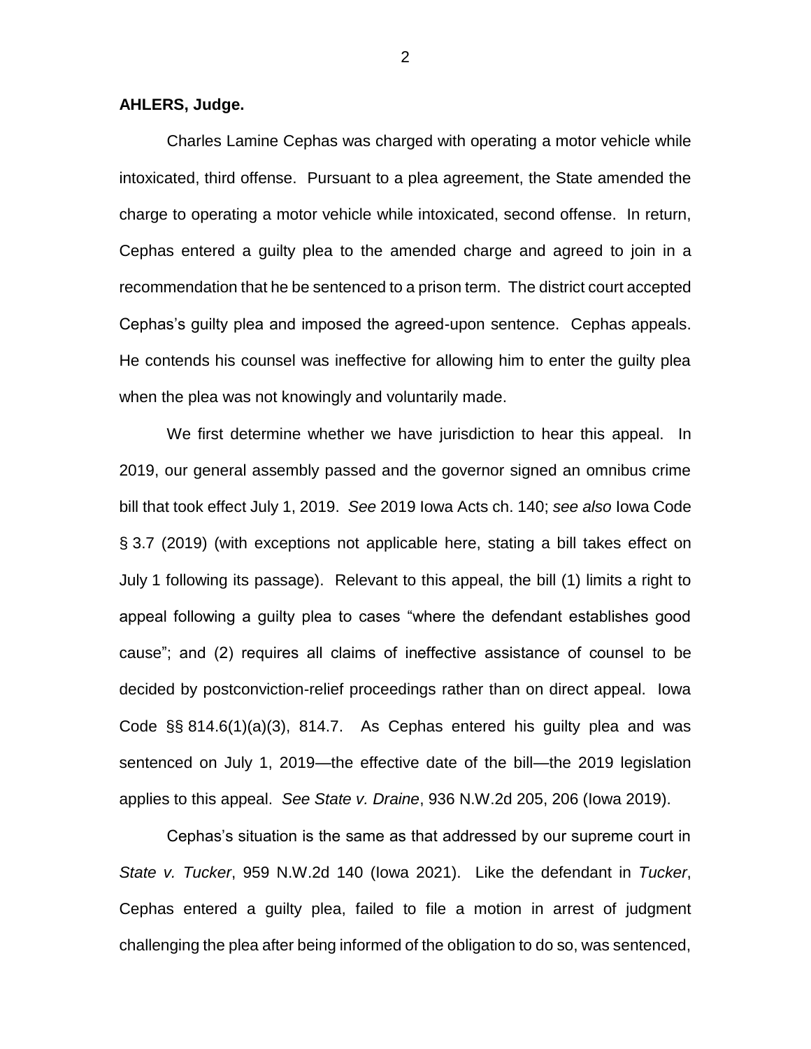**AHLERS, Judge.**

Charles Lamine Cephas was charged with operating a motor vehicle while intoxicated, third offense. Pursuant to a plea agreement, the State amended the charge to operating a motor vehicle while intoxicated, second offense. In return, Cephas entered a guilty plea to the amended charge and agreed to join in a recommendation that he be sentenced to a prison term. The district court accepted Cephas's guilty plea and imposed the agreed-upon sentence. Cephas appeals. He contends his counsel was ineffective for allowing him to enter the guilty plea when the plea was not knowingly and voluntarily made.

We first determine whether we have jurisdiction to hear this appeal. In 2019, our general assembly passed and the governor signed an omnibus crime bill that took effect July 1, 2019. *See* 2019 Iowa Acts ch. 140; *see also* Iowa Code § 3.7 (2019) (with exceptions not applicable here, stating a bill takes effect on July 1 following its passage). Relevant to this appeal, the bill (1) limits a right to appeal following a guilty plea to cases "where the defendant establishes good cause"; and (2) requires all claims of ineffective assistance of counsel to be decided by postconviction-relief proceedings rather than on direct appeal. Iowa Code §§ 814.6(1)(a)(3), 814.7. As Cephas entered his guilty plea and was sentenced on July 1, 2019—the effective date of the bill—the 2019 legislation applies to this appeal. *See State v. Draine*, 936 N.W.2d 205, 206 (Iowa 2019).

Cephas's situation is the same as that addressed by our supreme court in *State v. Tucker*, 959 N.W.2d 140 (Iowa 2021). Like the defendant in *Tucker*, Cephas entered a guilty plea, failed to file a motion in arrest of judgment challenging the plea after being informed of the obligation to do so, was sentenced,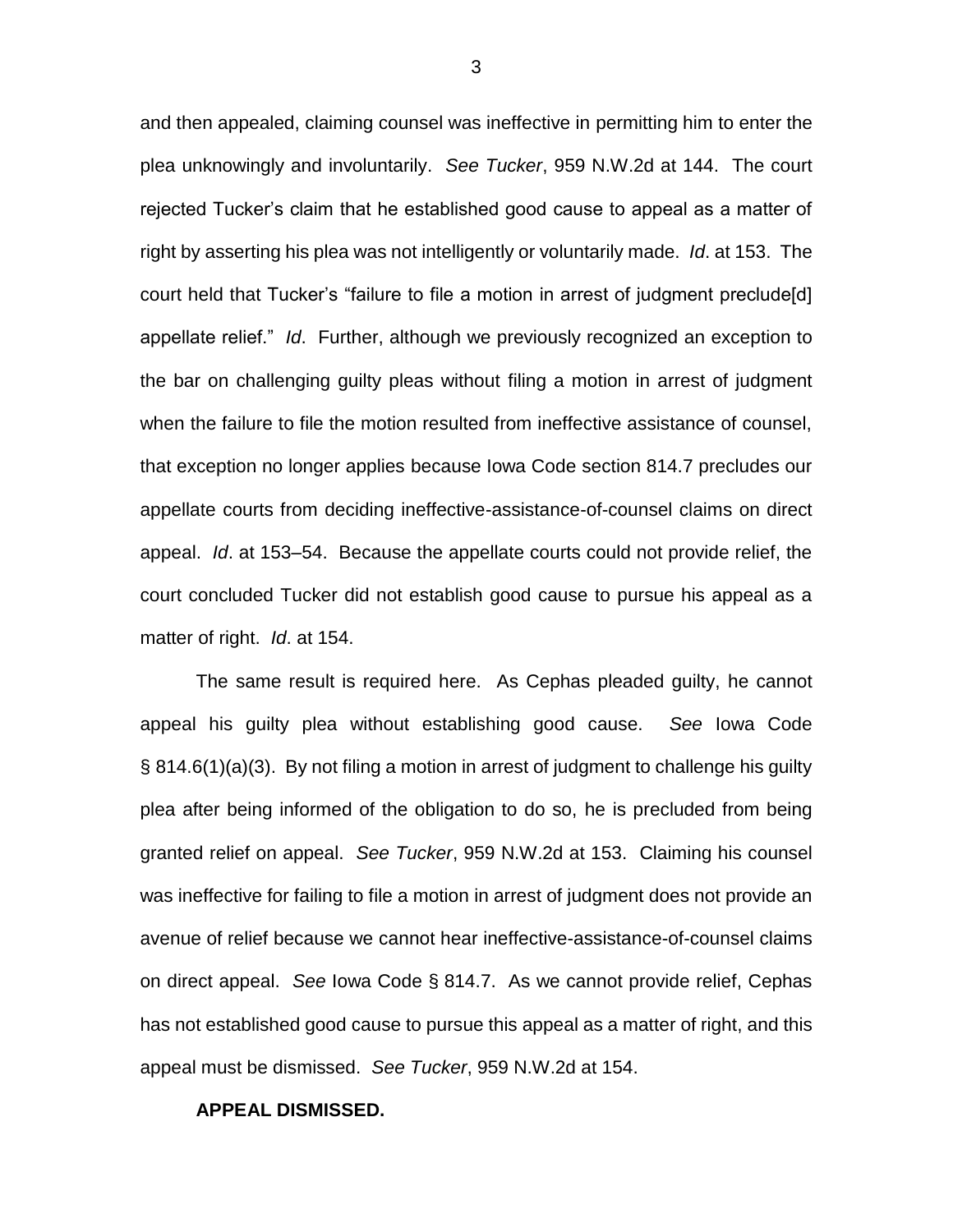and then appealed, claiming counsel was ineffective in permitting him to enter the plea unknowingly and involuntarily. *See Tucker*, 959 N.W.2d at 144. The court rejected Tucker's claim that he established good cause to appeal as a matter of right by asserting his plea was not intelligently or voluntarily made. *Id*. at 153. The court held that Tucker's "failure to file a motion in arrest of judgment preclude[d] appellate relief." *Id*. Further, although we previously recognized an exception to the bar on challenging guilty pleas without filing a motion in arrest of judgment when the failure to file the motion resulted from ineffective assistance of counsel, that exception no longer applies because Iowa Code section 814.7 precludes our appellate courts from deciding ineffective-assistance-of-counsel claims on direct appeal. *Id*. at 153–54. Because the appellate courts could not provide relief, the court concluded Tucker did not establish good cause to pursue his appeal as a matter of right. *Id*. at 154.

The same result is required here. As Cephas pleaded guilty, he cannot appeal his guilty plea without establishing good cause. *See* Iowa Code § 814.6(1)(a)(3). By not filing a motion in arrest of judgment to challenge his guilty plea after being informed of the obligation to do so, he is precluded from being granted relief on appeal. *See Tucker*, 959 N.W.2d at 153. Claiming his counsel was ineffective for failing to file a motion in arrest of judgment does not provide an avenue of relief because we cannot hear ineffective-assistance-of-counsel claims on direct appeal. *See* Iowa Code § 814.7. As we cannot provide relief, Cephas has not established good cause to pursue this appeal as a matter of right, and this appeal must be dismissed. *See Tucker*, 959 N.W.2d at 154.

**APPEAL DISMISSED.**